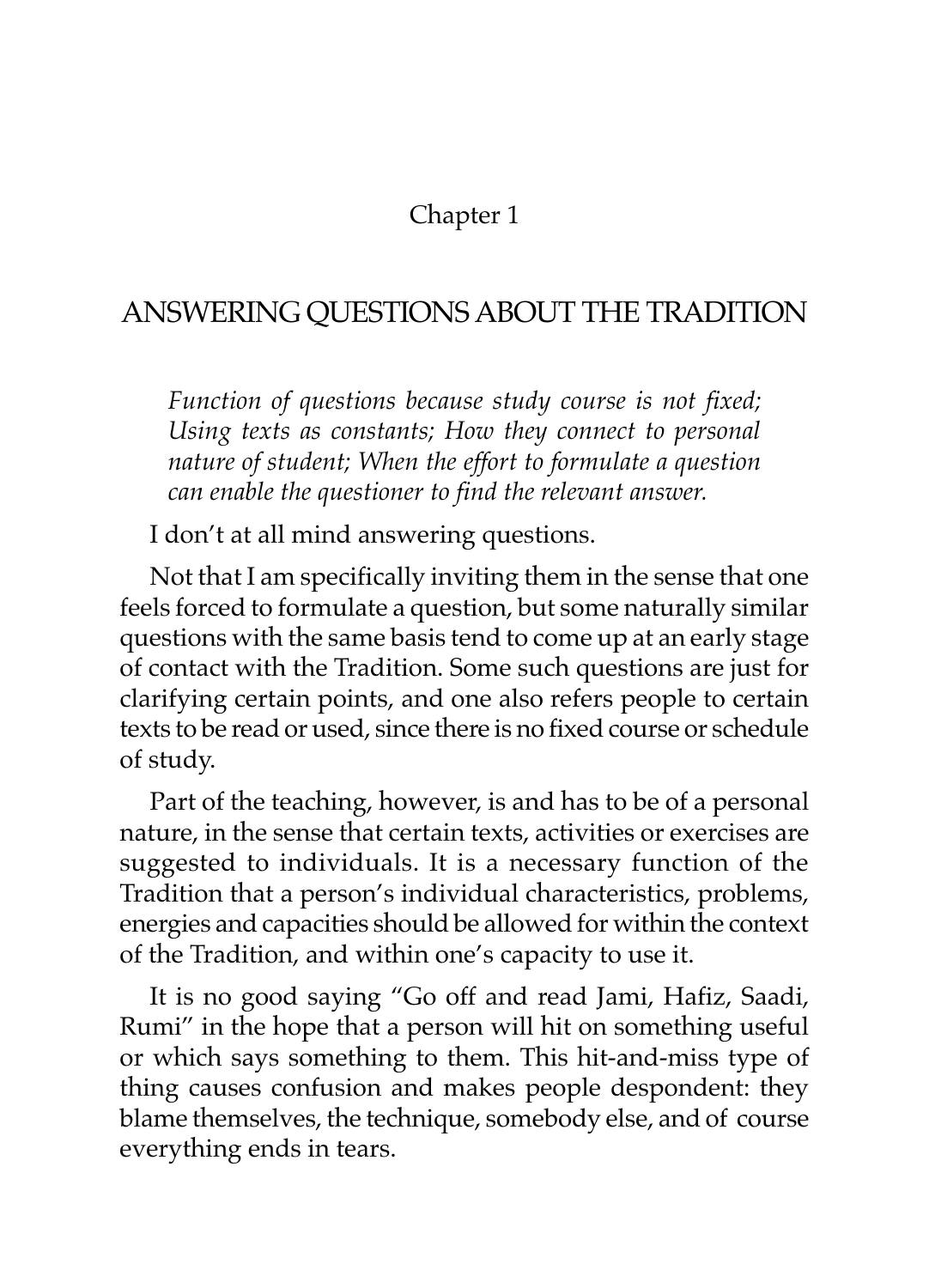Chapter 1

# ANSWERING QUESTIONS ABOUT THE TRADITION

*Function of questions because study course is not fixed; Using texts as constants; How they connect to personal nature of student; When the effort to formulate a question can enable the questioner to find the relevant answer.*

I don't at all mind answering questions.

Not that I am specifically inviting them in the sense that one feels forced to formulate a question, but some naturally similar questions with the same basis tend to come up at an early stage of contact with the Tradition. Some such questions are just for clarifying certain points, and one also refers people to certain texts to be read or used, since there is no fixed course or schedule of study.

Part of the teaching, however, is and has to be of a personal nature, in the sense that certain texts, activities or exercises are suggested to individuals. It is a necessary function of the Tradition that a person's individual characteristics, problems, energies and capacities should be allowed for within the context of the Tradition, and within one's capacity to use it.

It is no good saying "Go off and read Jami, Hafiz, Saadi, Rumi" in the hope that a person will hit on something useful or which says something to them. This hit-and-miss type of thing causes confusion and makes people despondent: they blame themselves, the technique, somebody else, and of course everything ends in tears.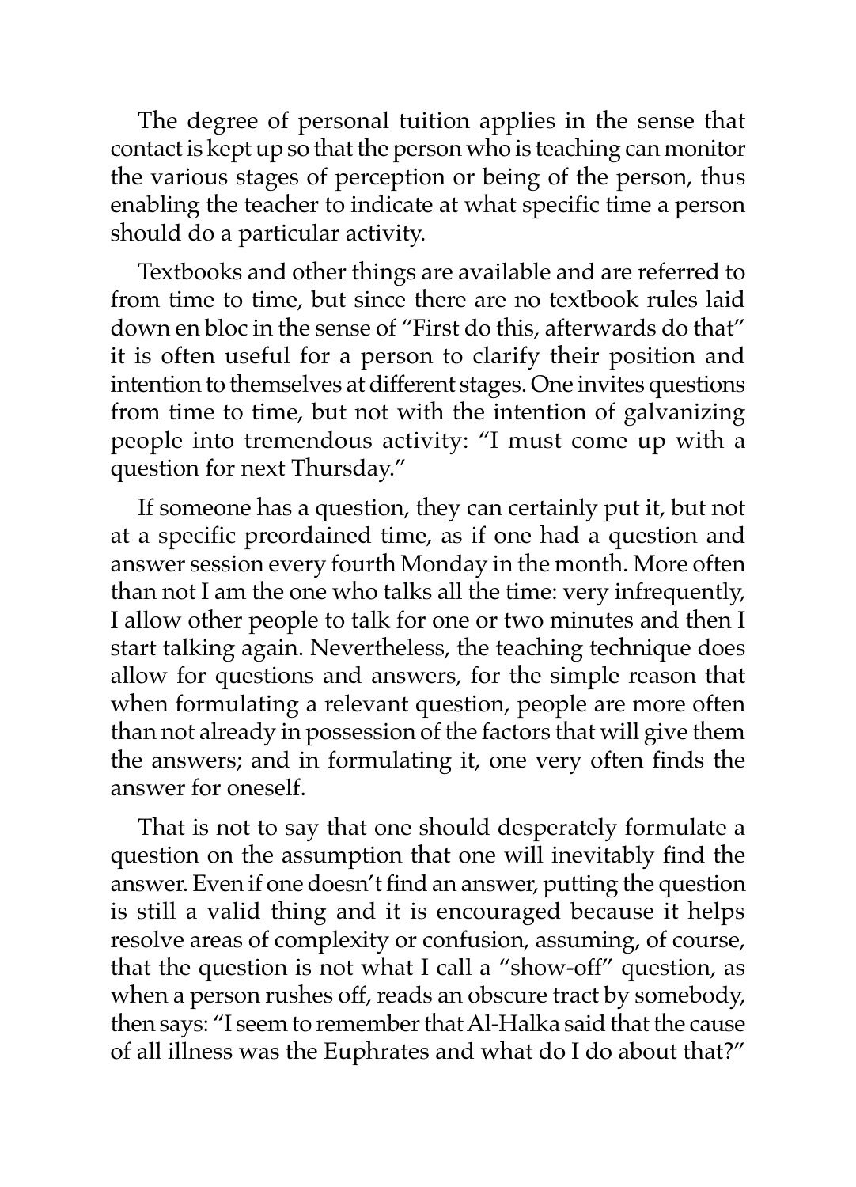The degree of personal tuition applies in the sense that contact is kept up so that the person who is teaching can monitor the various stages of perception or being of the person, thus enabling the teacher to indicate at what specific time a person should do a particular activity.

Textbooks and other things are available and are referred to from time to time, but since there are no textbook rules laid down en bloc in the sense of "First do this, afterwards do that" it is often useful for a person to clarify their position and intention to themselves at different stages. One invites questions from time to time, but not with the intention of galvanizing people into tremendous activity: "I must come up with a question for next Thursday."

If someone has a question, they can certainly put it, but not at a specific preordained time, as if one had a question and answer session every fourth Monday in the month. More often than not I am the one who talks all the time: very infrequently, I allow other people to talk for one or two minutes and then I start talking again. Nevertheless, the teaching technique does allow for questions and answers, for the simple reason that when formulating a relevant question, people are more often than not already in possession of the factors that will give them the answers; and in formulating it, one very often finds the answer for oneself.

That is not to say that one should desperately formulate a question on the assumption that one will inevitably find the answer. Even if one doesn't find an answer, putting the question is still a valid thing and it is encouraged because it helps resolve areas of complexity or confusion, assuming, of course, that the question is not what I call a "show-off" question, as when a person rushes off, reads an obscure tract by somebody, then says: "I seem to remember that Al-Halka said that the cause of all illness was the Euphrates and what do I do about that?"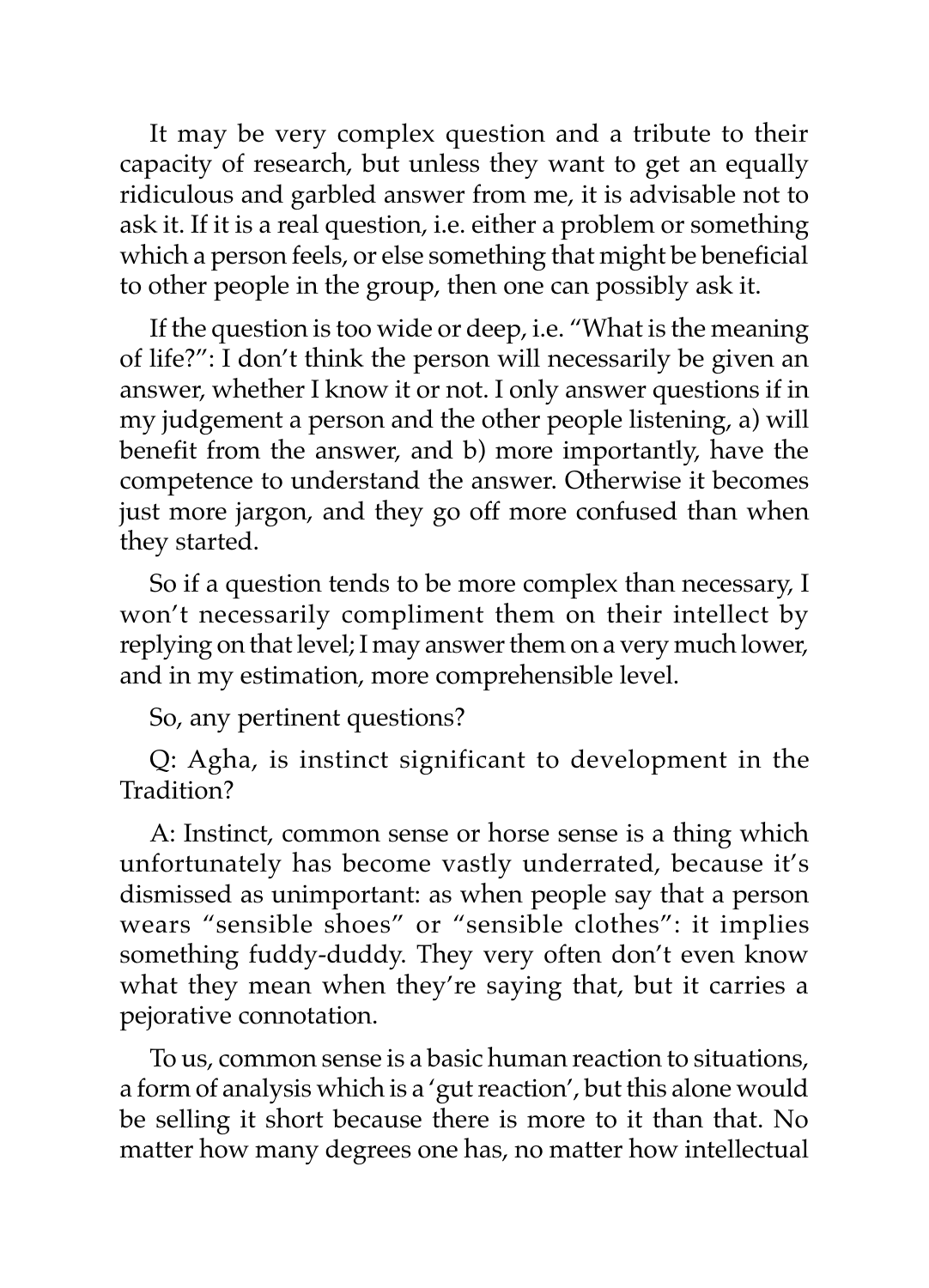It may be very complex question and a tribute to their capacity of research, but unless they want to get an equally ridiculous and garbled answer from me, it is advisable not to ask it. If it is a real question, i.e. either a problem or something which a person feels, or else something that might be beneficial to other people in the group, then one can possibly ask it.

If the question is too wide or deep, i.e. "What is the meaning of life?": I don't think the person will necessarily be given an answer, whether I know it or not. I only answer questions if in my judgement a person and the other people listening, a) will benefit from the answer, and b) more importantly, have the competence to understand the answer. Otherwise it becomes just more jargon, and they go off more confused than when they started.

So if a question tends to be more complex than necessary, I won't necessarily compliment them on their intellect by replying on that level; I may answer them on a very much lower, and in my estimation, more comprehensible level.

So, any pertinent questions?

Q: Agha, is instinct significant to development in the Tradition?

A: Instinct, common sense or horse sense is a thing which unfortunately has become vastly underrated, because it's dismissed as unimportant: as when people say that a person wears "sensible shoes" or "sensible clothes": it implies something fuddy-duddy. They very often don't even know what they mean when they're saying that, but it carries a pejorative connotation.

To us, common sense is a basic human reaction to situations, a form of analysis which is a 'gut reaction', but this alone would be selling it short because there is more to it than that. No matter how many degrees one has, no matter how intellectual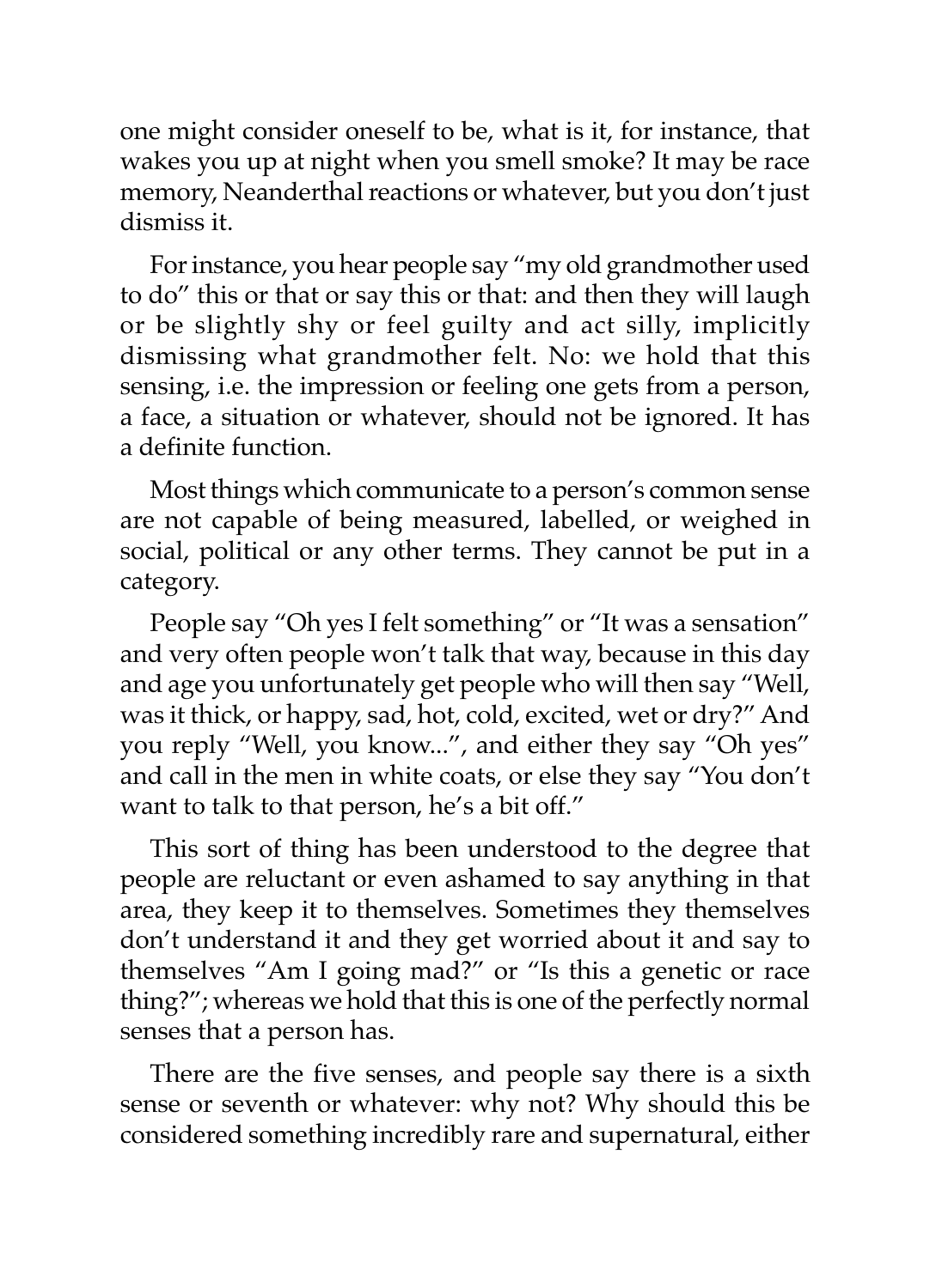one might consider oneself to be, what is it, for instance, that wakes you up at night when you smell smoke? It may be race memory, Neanderthal reactions or whatever, but you don't just dismiss it.

For instance, you hear people say "my old grandmother used to do" this or that or say this or that: and then they will laugh or be slightly shy or feel guilty and act silly, implicitly dismissing what grandmother felt. No: we hold that this sensing, i.e. the impression or feeling one gets from a person, a face, a situation or whatever, should not be ignored. It has a definite function.

Most things which communicate to a person's common sense are not capable of being measured, labelled, or weighed in social, political or any other terms. They cannot be put in a category.

People say "Oh yes I felt something" or "It was a sensation" and very often people won't talk that way, because in this day and age you unfortunately get people who will then say "Well, was it thick, or happy, sad, hot, cold, excited, wet or dry?" And you reply "Well, you know...", and either they say "Oh yes" and call in the men in white coats, or else they say "You don't want to talk to that person, he's a bit off."

This sort of thing has been understood to the degree that people are reluctant or even ashamed to say anything in that area, they keep it to themselves. Sometimes they themselves don't understand it and they get worried about it and say to themselves "Am I going mad?" or "Is this a genetic or race thing?"; whereas we hold that this is one of the perfectly normal senses that a person has.

There are the five senses, and people say there is a sixth sense or seventh or whatever: why not? Why should this be considered something incredibly rare and supernatural, either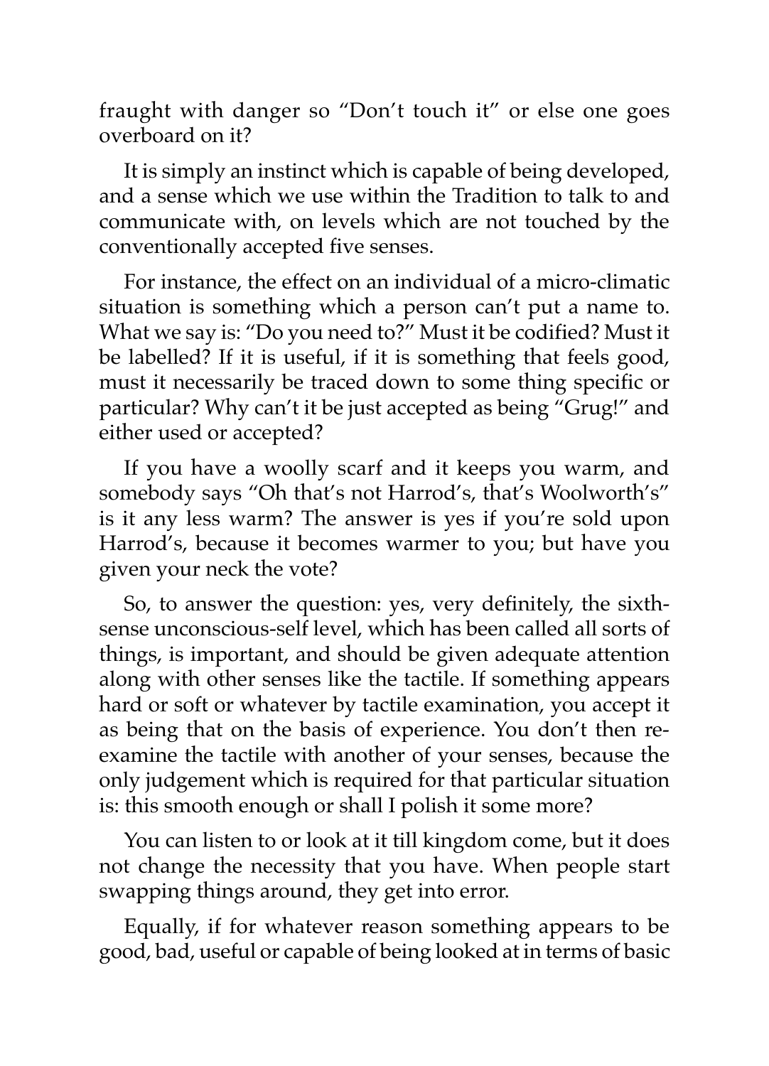fraught with danger so "Don't touch it" or else one goes overboard on it?

It is simply an instinct which is capable of being developed, and a sense which we use within the Tradition to talk to and communicate with, on levels which are not touched by the conventionally accepted five senses.

For instance, the effect on an individual of a micro-climatic situation is something which a person can't put a name to. What we say is: "Do you need to?" Must it be codified? Must it be labelled? If it is useful, if it is something that feels good, must it necessarily be traced down to some thing specific or particular? Why can't it be just accepted as being "Grug!" and either used or accepted?

If you have a woolly scarf and it keeps you warm, and somebody says "Oh that's not Harrod's, that's Woolworth's" is it any less warm? The answer is yes if you're sold upon Harrod's, because it becomes warmer to you; but have you given your neck the vote?

So, to answer the question: yes, very definitely, the sixth-sense unconscious-self level, which has been called all sorts of things, is important, and should be given adequate attention along with other senses like the tactile. If something appears hard or soft or whatever by tactile examination, you accept it as being that on the basis of experience. You don't then re-examine the tactile with another of your senses, because the only judgement which is required for that particular situation is: this smooth enough or shall I polish it some more?

You can listen to or look at it till kingdom come, but it does not change the necessity that you have. When people start swapping things around, they get into error.

Equally, if for whatever reason something appears to be good, bad, useful or capable of being looked at in terms of basic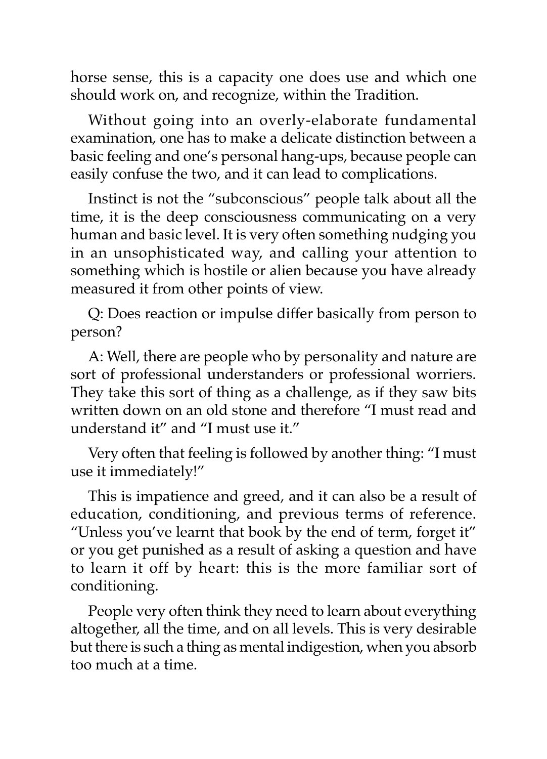horse sense, this is a capacity one does use and which one should work on, and recognize, within the Tradition.

Without going into an overly-elaborate fundamental examination, one has to make a delicate distinction between a basic feeling and one's personal hang-ups, because people can easily confuse the two, and it can lead to complications.

Instinct is not the "subconscious" people talk about all the time, it is the deep consciousness communicating on a very human and basic level. It is very often something nudging you in an unsophisticated way, and calling your attention to something which is hostile or alien because you have already measured it from other points of view.

Q: Does reaction or impulse differ basically from person to person?

A: Well, there are people who by personality and nature are sort of professional understanders or professional worriers. They take this sort of thing as a challenge, as if they saw bits written down on an old stone and therefore "I must read and understand it" and "I must use it."

Very often that feeling is followed by another thing: "I must use it immediately!"

This is impatience and greed, and it can also be a result of education, conditioning, and previous terms of reference. "Unless you've learnt that book by the end of term, forget it" or you get punished as a result of asking a question and have to learn it off by heart: this is the more familiar sort of conditioning.

People very often think they need to learn about everything altogether, all the time, and on all levels. This is very desirable but there is such a thing as mental indigestion, when you absorb too much at a time.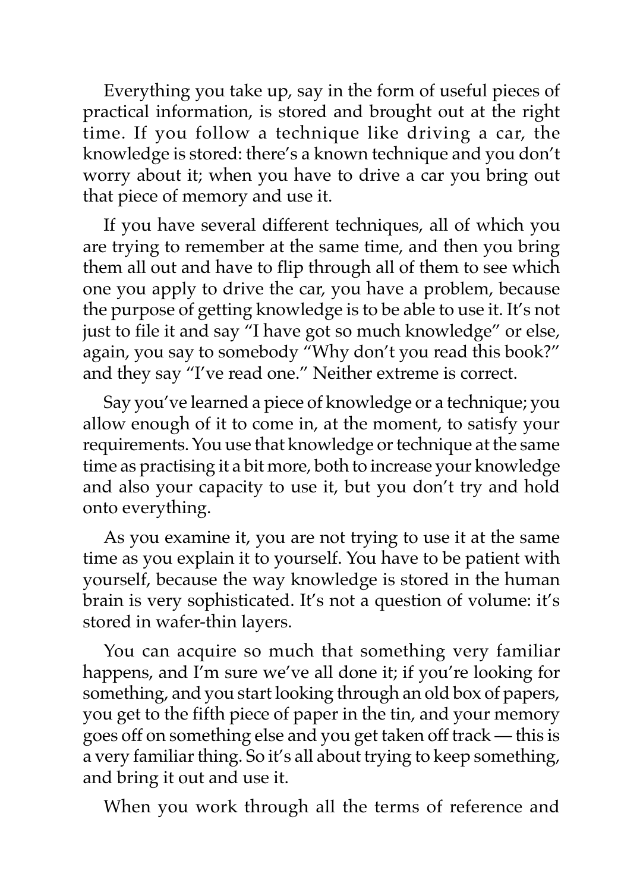Everything you take up, say in the form of useful pieces of practical information, is stored and brought out at the right time. If you follow a technique like driving a car, the knowledge is stored: there's a known technique and you don't worry about it; when you have to drive a car you bring out that piece of memory and use it.

If you have several different techniques, all of which you are trying to remember at the same time, and then you bring them all out and have to flip through all of them to see which one you apply to drive the car, you have a problem, because the purpose of getting knowledge is to be able to use it. It's not just to file it and say "I have got so much knowledge" or else, again, you say to somebody "Why don't you read this book?" and they say "I've read one." Neither extreme is correct.

Say you've learned a piece of knowledge or a technique; you allow enough of it to come in, at the moment, to satisfy your requirements. You use that knowledge or technique at the same time as practising it a bit more, both to increase your knowledge and also your capacity to use it, but you don't try and hold onto everything.

As you examine it, you are not trying to use it at the same time as you explain it to yourself. You have to be patient with yourself, because the way knowledge is stored in the human brain is very sophisticated. It's not a question of volume: it's stored in wafer-thin layers.

You can acquire so much that something very familiar happens, and I'm sure we've all done it; if you're looking for something, and you start looking through an old box of papers, you get to the fifth piece of paper in the tin, and your memory goes off on something else and you get taken off track — this is a very familiar thing. So it's all about trying to keep something, and bring it out and use it.

When you work through all the terms of reference and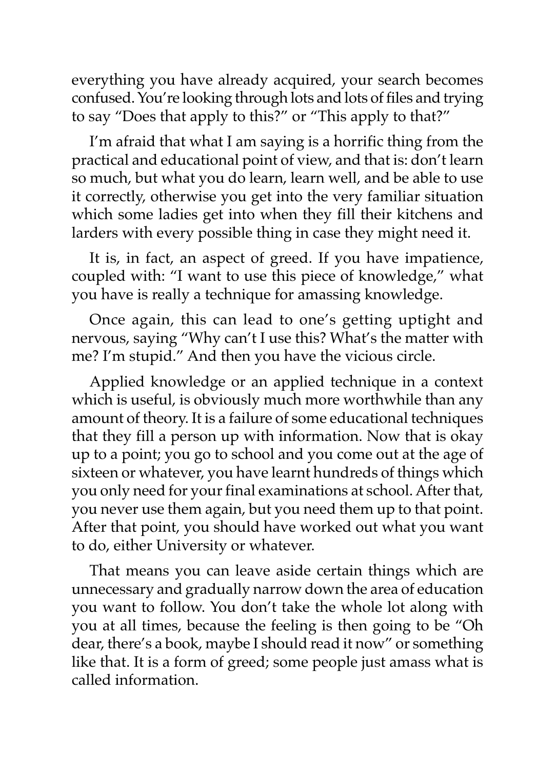everything you have already acquired, your search becomes confused. You're looking through lots and lots of files and trying to say "Does that apply to this?" or "This apply to that?"

I'm afraid that what I am saying is a horrific thing from the practical and educational point of view, and that is: don't learn so much, but what you do learn, learn well, and be able to use it correctly, otherwise you get into the very familiar situation which some ladies get into when they fill their kitchens and larders with every possible thing in case they might need it.

It is, in fact, an aspect of greed. If you have impatience, coupled with: "I want to use this piece of knowledge," what you have is really a technique for amassing knowledge.

Once again, this can lead to one's getting uptight and nervous, saying "Why can't I use this? What's the matter with me? I'm stupid." And then you have the vicious circle.

Applied knowledge or an applied technique in a context which is useful, is obviously much more worthwhile than any amount of theory. It is a failure of some educational techniques that they fill a person up with information. Now that is okay up to a point; you go to school and you come out at the age of sixteen or whatever, you have learnt hundreds of things which you only need for your final examinations at school. After that, you never use them again, but you need them up to that point. After that point, you should have worked out what you want to do, either University or whatever.

That means you can leave aside certain things which are unnecessary and gradually narrow down the area of education you want to follow. You don't take the whole lot along with you at all times, because the feeling is then going to be "Oh dear, there's a book, maybe I should read it now" or something like that. It is a form of greed; some people just amass what is called information.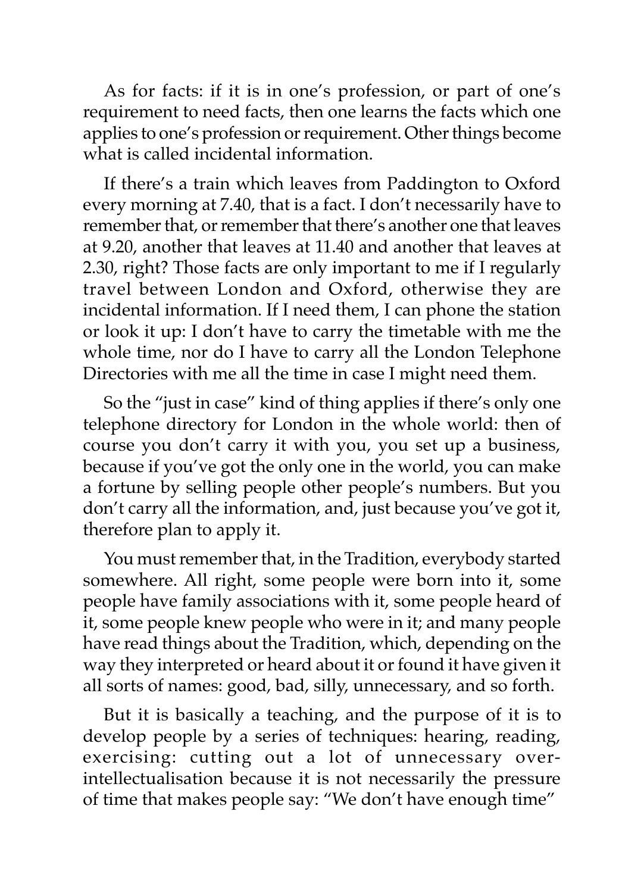As for facts: if it is in one's profession, or part of one's requirement to need facts, then one learns the facts which one applies to one's profession or requirement. Other things become what is called incidental information.

If there's a train which leaves from Paddington to Oxford every morning at 7.40, that is a fact. I don't necessarily have to remember that, or remember that there's another one that leaves at 9.20, another that leaves at 11.40 and another that leaves at 2.30, right? Those facts are only important to me if I regularly travel between London and Oxford, otherwise they are incidental information. If I need them, I can phone the station or look it up: I don't have to carry the timetable with me the whole time, nor do I have to carry all the London Telephone Directories with me all the time in case I might need them.

So the "just in case" kind of thing applies if there's only one telephone directory for London in the whole world: then of course you don't carry it with you, you set up a business, because if you've got the only one in the world, you can make a fortune by selling people other people's numbers. But you don't carry all the information, and, just because you've got it, therefore plan to apply it.

You must remember that, in the Tradition, everybody started somewhere. All right, some people were born into it, some people have family associations with it, some people heard of it, some people knew people who were in it; and many people have read things about the Tradition, which, depending on the way they interpreted or heard about it or found it have given it all sorts of names: good, bad, silly, unnecessary, and so forth.

But it is basically a teaching, and the purpose of it is to develop people by a series of techniques: hearing, reading, exercising: cutting out a lot of unnecessary over-intellectualisation because it is not necessarily the pressure of time that makes people say: "We don't have enough time"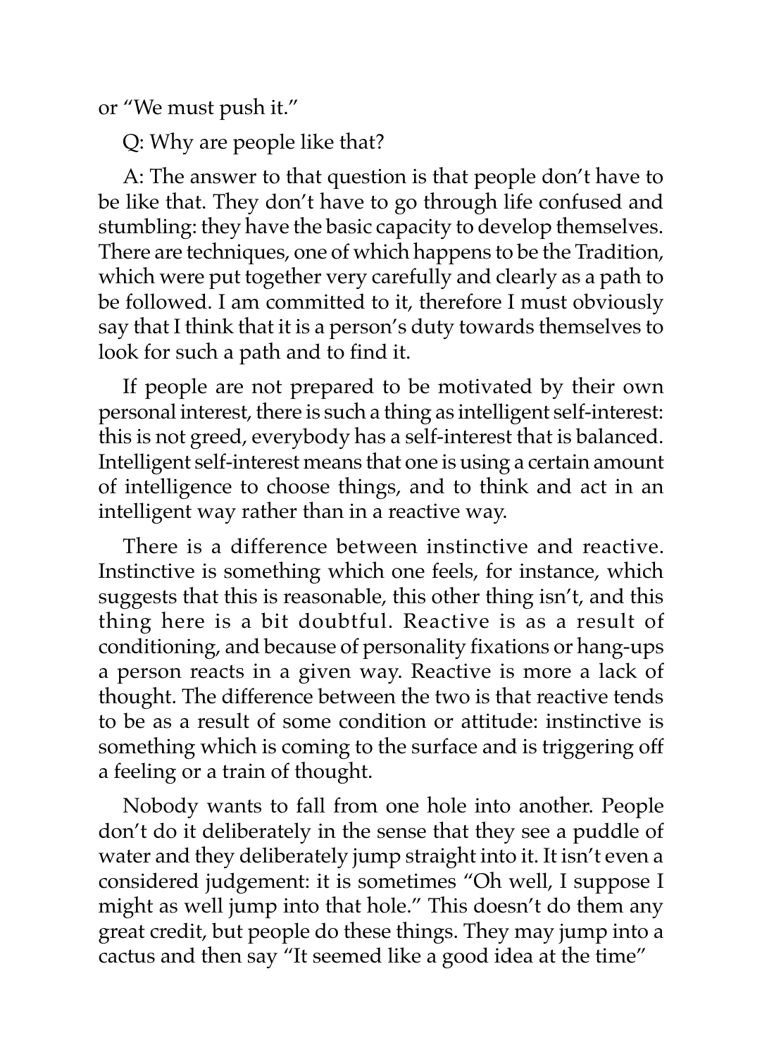or "We must push it."

Q: Why are people like that?

A: The answer to that question is that people don't have to be like that. They don't have to go through life confused and stumbling: they have the basic capacity to develop themselves. There are techniques, one of which happens to be the Tradition, which were put together very carefully and clearly as a path to be followed. I am committed to it, therefore I must obviously say that I think that it is a person's duty towards themselves to look for such a path and to find it.

If people are not prepared to be motivated by their own personal interest, there is such a thing as intelligent self-interest: this is not greed, everybody has a self-interest that is balanced. Intelligent self-interest means that one is using a certain amount of intelligence to choose things, and to think and act in an intelligent way rather than in a reactive way.

There is a difference between instinctive and reactive. Instinctive is something which one feels, for instance, which suggests that this is reasonable, this other thing isn't, and this thing here is a bit doubtful. Reactive is as a result of conditioning, and because of personality fixations or hang-ups a person reacts in a given way. Reactive is more a lack of thought. The difference between the two is that reactive tends to be as a result of some condition or attitude: instinctive is something which is coming to the surface and is triggering off a feeling or a train of thought.

Nobody wants to fall from one hole into another. People don't do it deliberately in the sense that they see a puddle of water and they deliberately jump straight into it. It isn't even a considered judgement: it is sometimes "Oh well, I suppose I might as well jump into that hole." This doesn't do them any great credit, but people do these things. They may jump into a cactus and then say "It seemed like a good idea at the time"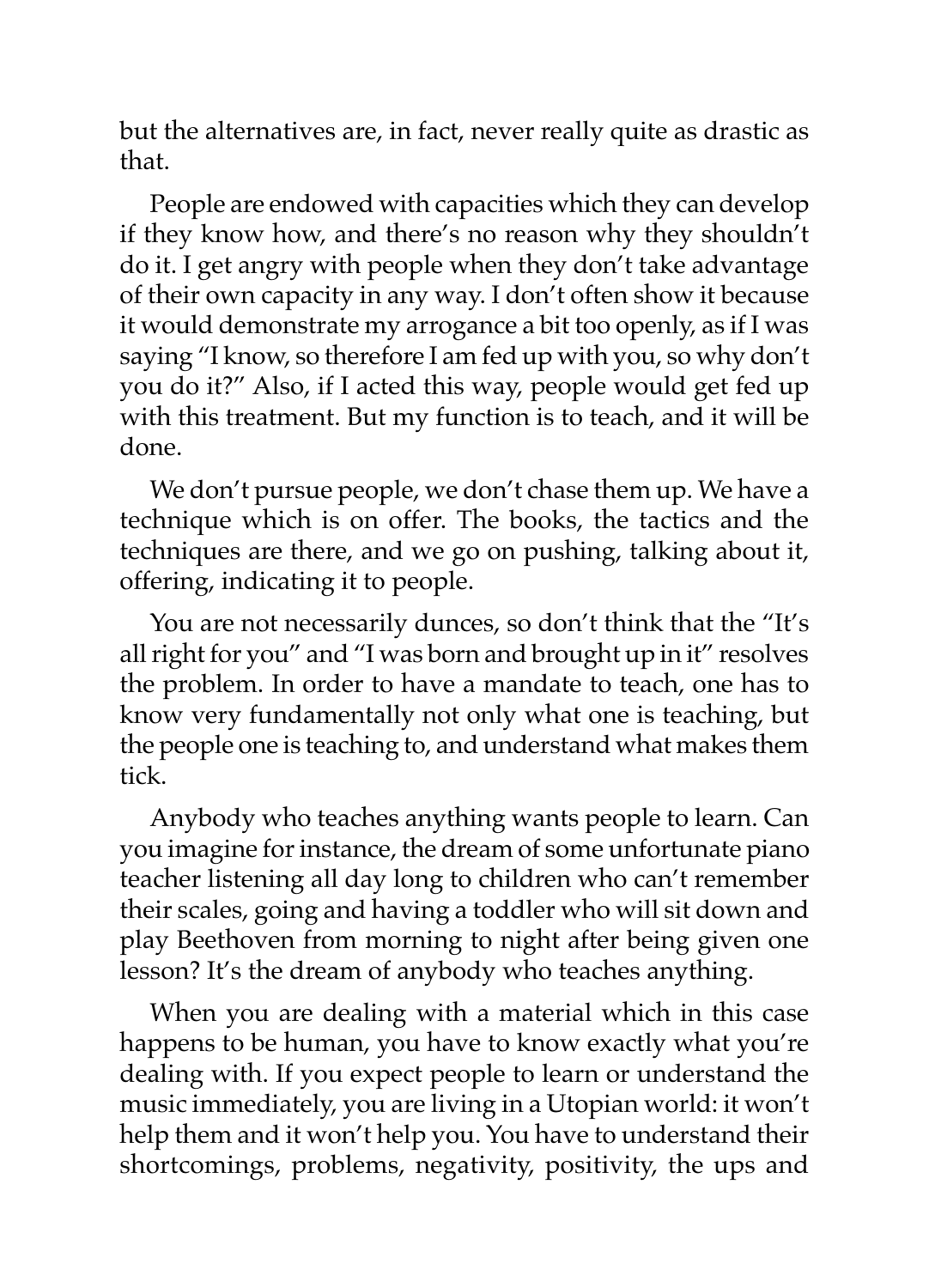but the alternatives are, in fact, never really quite as drastic as that.

People are endowed with capacities which they can develop if they know how, and there's no reason why they shouldn't do it. I get angry with people when they don't take advantage of their own capacity in any way. I don't often show it because it would demonstrate my arrogance a bit too openly, as if I was saying "I know, so therefore I am fed up with you, so why don't you do it?" Also, if I acted this way, people would get fed up with this treatment. But my function is to teach, and it will be done.

We don't pursue people, we don't chase them up. We have a technique which is on offer. The books, the tactics and the techniques are there, and we go on pushing, talking about it, offering, indicating it to people.

You are not necessarily dunces, so don't think that the "It's all right for you" and "I was born and brought up in it" resolves the problem. In order to have a mandate to teach, one has to know very fundamentally not only what one is teaching, but the people one is teaching to, and understand what makes them tick.

Anybody who teaches anything wants people to learn. Can you imagine for instance, the dream of some unfortunate piano teacher listening all day long to children who can't remember their scales, going and having a toddler who will sit down and play Beethoven from morning to night after being given one lesson? It's the dream of anybody who teaches anything.

When you are dealing with a material which in this case happens to be human, you have to know exactly what you're dealing with. If you expect people to learn or understand the music immediately, you are living in a Utopian world: it won't help them and it won't help you. You have to understand their shortcomings, problems, negativity, positivity, the ups and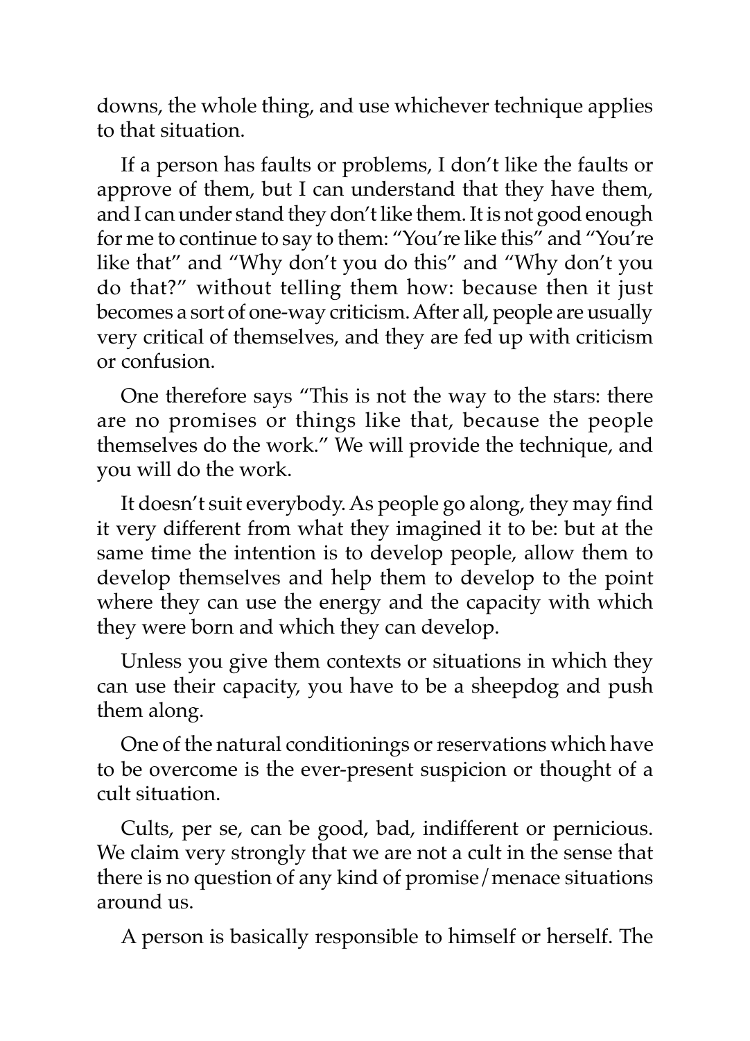downs, the whole thing, and use whichever technique applies to that situation.

If a person has faults or problems, I don't like the faults or approve of them, but I can understand that they have them, and I can under stand they don't like them. It is not good enough for me to continue to say to them: "You're like this" and "You're like that" and "Why don't you do this" and "Why don't you do that?" without telling them how: because then it just becomes a sort of one-way criticism. After all, people are usually very critical of themselves, and they are fed up with criticism or confusion.

One therefore says "This is not the way to the stars: there are no promises or things like that, because the people themselves do the work." We will provide the technique, and you will do the work.

It doesn't suit everybody. As people go along, they may find it very different from what they imagined it to be: but at the same time the intention is to develop people, allow them to develop themselves and help them to develop to the point where they can use the energy and the capacity with which they were born and which they can develop.

Unless you give them contexts or situations in which they can use their capacity, you have to be a sheepdog and push them along.

One of the natural conditionings or reservations which have to be overcome is the ever-present suspicion or thought of a cult situation.

Cults, per se, can be good, bad, indifferent or pernicious. We claim very strongly that we are not a cult in the sense that there is no question of any kind of promise/menace situations around us.

A person is basically responsible to himself or herself. The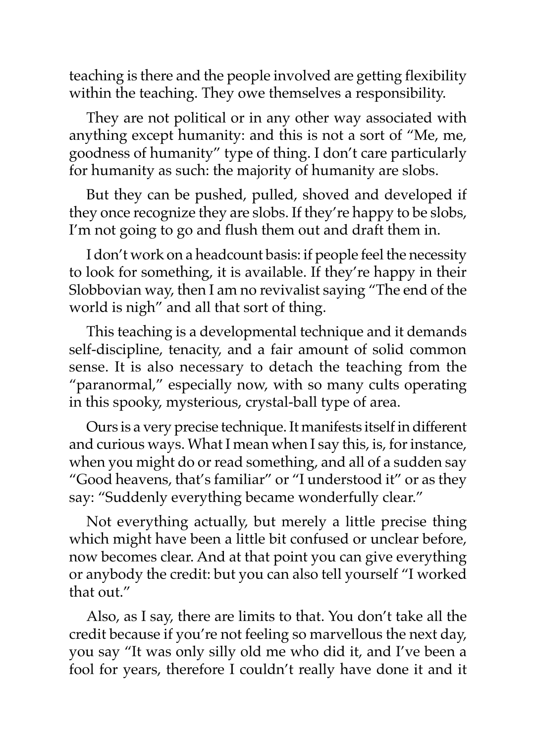teaching is there and the people involved are getting flexibility within the teaching. They owe themselves a responsibility.

They are not political or in any other way associated with anything except humanity: and this is not a sort of "Me, me, goodness of humanity" type of thing. I don't care particularly for humanity as such: the majority of humanity are slobs.

But they can be pushed, pulled, shoved and developed if they once recognize they are slobs. If they're happy to be slobs, I'm not going to go and flush them out and draft them in.

I don't work on a headcount basis: if people feel the necessity to look for something, it is available. If they're happy in their Slobbovian way, then I am no revivalist saying "The end of the world is nigh" and all that sort of thing.

This teaching is a developmental technique and it demands self-discipline, tenacity, and a fair amount of solid common sense. It is also necessary to detach the teaching from the "paranormal," especially now, with so many cults operating in this spooky, mysterious, crystal-ball type of area.

Ours is a very precise technique. It manifests itself in different and curious ways. What I mean when I say this, is, for instance, when you might do or read something, and all of a sudden say "Good heavens, that's familiar" or "I understood it" or as they say: "Suddenly everything became wonderfully clear."

Not everything actually, but merely a little precise thing which might have been a little bit confused or unclear before, now becomes clear. And at that point you can give everything or anybody the credit: but you can also tell yourself "I worked that out."

Also, as I say, there are limits to that. You don't take all the credit because if you're not feeling so marvellous the next day, you say "It was only silly old me who did it, and I've been a fool for years, therefore I couldn't really have done it and it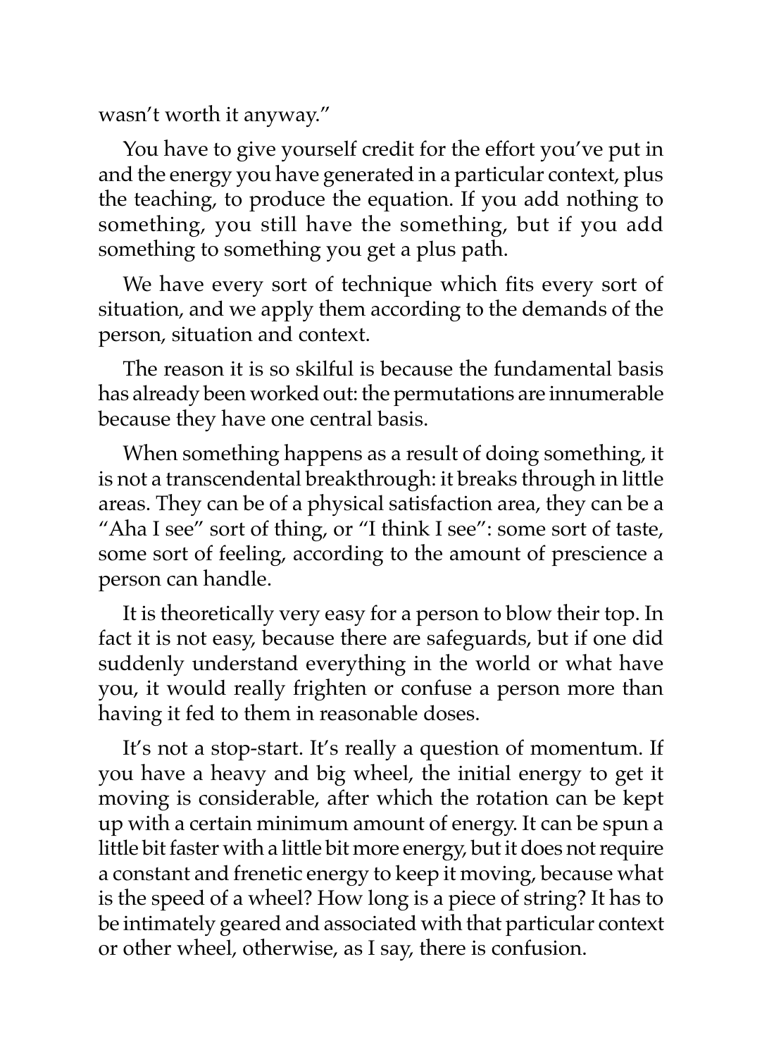wasn't worth it anyway."

You have to give yourself credit for the effort you've put in and the energy you have generated in a particular context, plus the teaching, to produce the equation. If you add nothing to something, you still have the something, but if you add something to something you get a plus path.

We have every sort of technique which fits every sort of situation, and we apply them according to the demands of the person, situation and context.

The reason it is so skilful is because the fundamental basis has already been worked out: the permutations are innumerable because they have one central basis.

When something happens as a result of doing something, it is not a transcendental breakthrough: it breaks through in little areas. They can be of a physical satisfaction area, they can be a "Aha I see" sort of thing, or "I think I see": some sort of taste, some sort of feeling, according to the amount of prescience a person can handle.

It is theoretically very easy for a person to blow their top. In fact it is not easy, because there are safeguards, but if one did suddenly understand everything in the world or what have you, it would really frighten or confuse a person more than having it fed to them in reasonable doses.

It's not a stop-start. It's really a question of momentum. If you have a heavy and big wheel, the initial energy to get it moving is considerable, after which the rotation can be kept up with a certain minimum amount of energy. It can be spun a little bit faster with a little bit more energy, but it does not require a constant and frenetic energy to keep it moving, because what is the speed of a wheel? How long is a piece of string? It has to be intimately geared and associated with that particular context or other wheel, otherwise, as I say, there is confusion.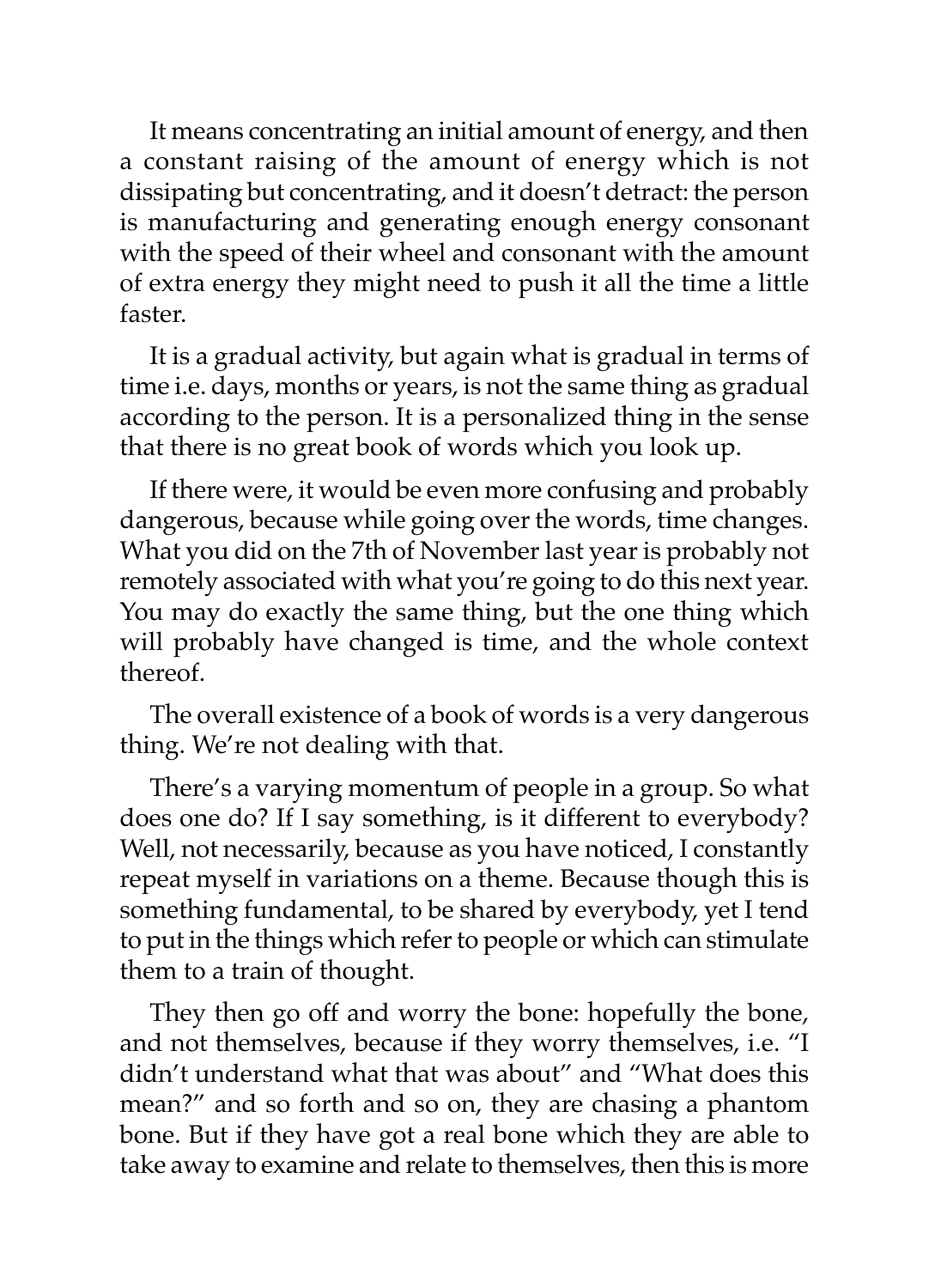It means concentrating an initial amount of energy, and then a constant raising of the amount of energy which is not dissipating but concentrating, and it doesn't detract: the person is manufacturing and generating enough energy consonant with the speed of their wheel and consonant with the amount of extra energy they might need to push it all the time a little faster.

It is a gradual activity, but again what is gradual in terms of time i.e. days, months or years, is not the same thing as gradual according to the person. It is a personalized thing in the sense that there is no great book of words which you look up.

If there were, it would be even more confusing and probably dangerous, because while going over the words, time changes. What you did on the 7th of November last year is probably not remotely associated with what you're going to do this next year. You may do exactly the same thing, but the one thing which will probably have changed is time, and the whole context thereof.

The overall existence of a book of words is a very dangerous thing. We're not dealing with that.

There's a varying momentum of people in a group. So what does one do? If I say something, is it different to everybody? Well, not necessarily, because as you have noticed, I constantly repeat myself in variations on a theme. Because though this is something fundamental, to be shared by everybody, yet I tend to put in the things which refer to people or which can stimulate them to a train of thought.

They then go off and worry the bone: hopefully the bone, and not themselves, because if they worry themselves, i.e. "I didn't understand what that was about" and "What does this mean?" and so forth and so on, they are chasing a phantom bone. But if they have got a real bone which they are able to take away to examine and relate to themselves, then this is more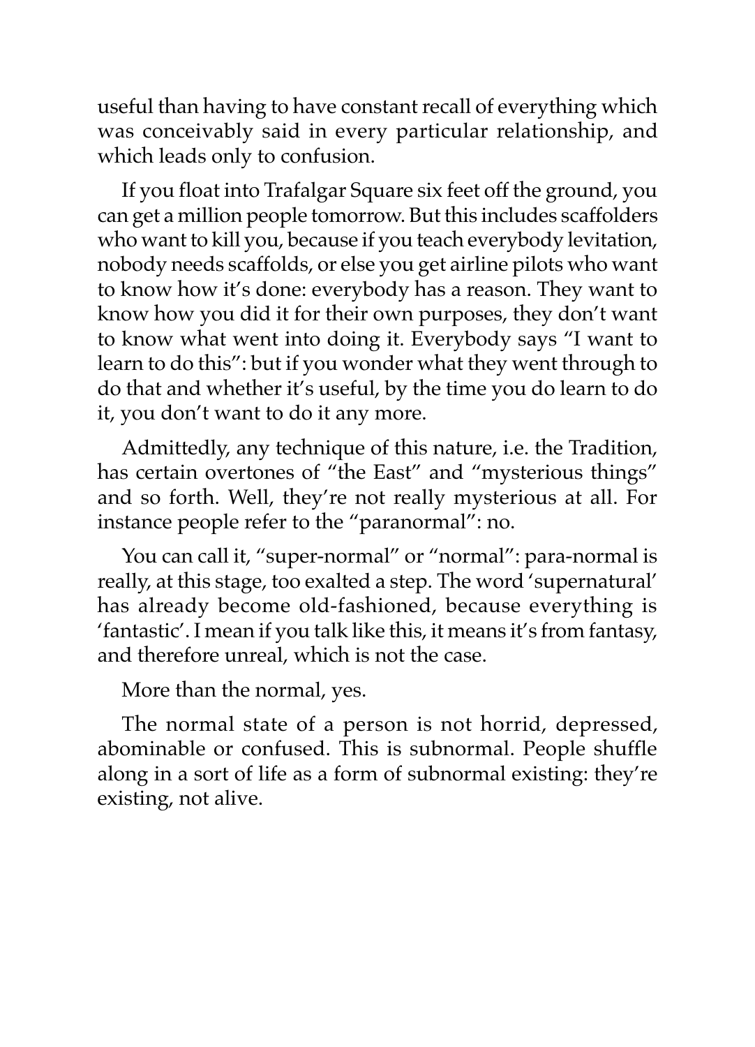useful than having to have constant recall of everything which was conceivably said in every particular relationship, and which leads only to confusion.

If you float into Trafalgar Square six feet off the ground, you can get a million people tomorrow. But this includes scaffolders who want to kill you, because if you teach everybody levitation, nobody needs scaffolds, or else you get airline pilots who want to know how it's done: everybody has a reason. They want to know how you did it for their own purposes, they don't want to know what went into doing it. Everybody says "I want to learn to do this": but if you wonder what they went through to do that and whether it's useful, by the time you do learn to do it, you don't want to do it any more.

Admittedly, any technique of this nature, i.e. the Tradition, has certain overtones of "the East" and "mysterious things" and so forth. Well, they're not really mysterious at all. For instance people refer to the "paranormal": no.

You can call it, "super-normal" or "normal": para-normal is really, at this stage, too exalted a step. The word 'supernatural' has already become old-fashioned, because everything is 'fantastic'. I mean if you talk like this, it means it's from fantasy, and therefore unreal, which is not the case.

More than the normal, yes.

The normal state of a person is not horrid, depressed, abominable or confused. This is subnormal. People shuffle along in a sort of life as a form of subnormal existing: they're existing, not alive.